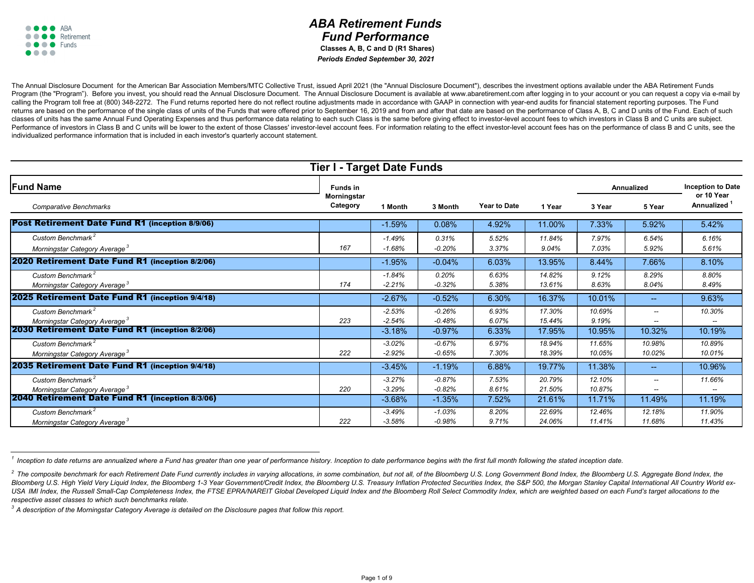# ABA Retirement Funds
# Fund Performance

**Classes A, B, C and D (R1 Shares)**

***Periods Ended September 30, 2021***

The Annual Disclosure Document for the American Bar Association Members/MTC Collective Trust, issued April 2021 (the "Annual Disclosure Document"), describes the investment options available under the ABA Retirement Funds Program (the "Program"). Before you invest, you should read the Annual Disclosure Document. The Annual Disclosure Document is available at www.abaretirement.com after logging in to your account or you can request a copy via e-mail by calling the Program toll free at (800) 348-2272. The Fund returns reported here do not reflect routine adjustments made in accordance with GAAP in connection with year-end audits for financial statement reporting purposes. The Fund returns are based on the performance of the single class of units of the Funds that were offered prior to September 16, 2019 and from and after that date are based on the performance of Class A, B, C and D units of the Fund. Each of such classes of units has the same Annual Fund Operating Expenses and thus performance data relating to each such Class is the same before giving effect to investor-level account fees to which investors in Class B and C units are subject. Performance of investors in Class B and C units will be lower to the extent of those Classes' investor-level account fees. For information relating to the effect investor-level account fees has on the performance of class B and C units, see the individualized performance information that is included in each investor's quarterly account statement.

## Tier I - Target Date Funds

| Fund Name / *Comparative Benchmarks* | Funds in Morningstar Category | 1 Month | 3 Month | Year to Date | 1 Year | Annualized 3 Year | Annualized 5 Year | Inception to Date or 10 Year Annualized [1] |
|---|---|---|---|---|---|---|---|---|
| **Post Retirement Date Fund R1 (inception 8/9/06)** | | -1.59% | 0.08% | 4.92% | 11.00% | 7.33% | 5.92% | 5.42% |
| *Custom Benchmark* [2] | | *-1.49%* | *0.31%* | *5.52%* | *11.84%* | *7.97%* | *6.54%* | *6.16%* |
| *Morningstar Category Average* [3] | 167 | *-1.68%* | *-0.20%* | *3.37%* | *9.04%* | *7.03%* | *5.92%* | *5.61%* |
| **2020 Retirement Date Fund R1 (inception 8/2/06)** | | -1.95% | -0.04% | 6.03% | 13.95% | 8.44% | 7.66% | 8.10% |
| *Custom Benchmark* [2] | | *-1.84%* | *0.20%* | *6.63%* | *14.82%* | *9.12%* | *8.29%* | *8.80%* |
| *Morningstar Category Average* [3] | 174 | *-2.21%* | *-0.32%* | *5.38%* | *13.61%* | *8.63%* | *8.04%* | *8.49%* |
| **2025 Retirement Date Fund R1 (inception 9/4/18)** | | -2.67% | -0.52% | 6.30% | 16.37% | 10.01% | -- | 9.63% |
| *Custom Benchmark* [2] | | *-2.53%* | *-0.26%* | *6.93%* | *17.30%* | *10.69%* | -- | *10.30%* |
| *Morningstar Category Average* [3] | 223 | *-2.54%* | *-0.48%* | *6.07%* | *15.44%* | *9.19%* | -- | -- |
| **2030 Retirement Date Fund R1 (inception 8/2/06)** | | -3.18% | -0.97% | 6.33% | 17.95% | 10.95% | 10.32% | 10.19% |
| *Custom Benchmark* [2] | | *-3.02%* | *-0.67%* | *6.97%* | *18.94%* | *11.65%* | *10.98%* | *10.89%* |
| *Morningstar Category Average* [3] | 222 | *-2.92%* | *-0.65%* | *7.30%* | *18.39%* | *10.05%* | *10.02%* | *10.01%* |
| **2035 Retirement Date Fund R1 (inception 9/4/18)** | | -3.45% | -1.19% | 6.88% | 19.77% | 11.38% | -- | 10.96% |
| *Custom Benchmark* [2] | | *-3.27%* | *-0.87%* | *7.53%* | *20.79%* | *12.10%* | -- | *11.66%* |
| *Morningstar Category Average* [3] | 220 | *-3.29%* | *-0.82%* | *8.61%* | *21.50%* | *10.87%* | -- | -- |
| **2040 Retirement Date Fund R1 (inception 8/3/06)** | | -3.68% | -1.35% | 7.52% | 21.61% | 11.71% | 11.49% | 11.19% |
| *Custom Benchmark* [2] | | *-3.49%* | *-1.03%* | *8.20%* | *22.69%* | *12.46%* | *12.18%* | *11.90%* |
| *Morningstar Category Average* [3] | 222 | *-3.58%* | *-0.98%* | *9.71%* | *24.06%* | *11.41%* | *11.68%* | *11.43%* |

*[1] Inception to date returns are annualized where a Fund has greater than one year of performance history. Inception to date performance begins with the first full month following the stated inception date.*

*[2] The composite benchmark for each Retirement Date Fund currently includes in varying allocations, in some combination, but not all, of the Bloomberg U.S. Long Government Bond Index, the Bloomberg U.S. Aggregate Bond Index, the Bloomberg U.S. High Yield Very Liquid Index, the Bloomberg 1-3 Year Government/Credit Index, the Bloomberg U.S. Treasury Inflation Protected Securities Index, the S&P 500, the Morgan Stanley Capital International All Country World ex-USA IMI Index, the Russell Small-Cap Completeness Index, the FTSE EPRA/NAREIT Global Developed Liquid Index and the Bloomberg Roll Select Commodity Index, which are weighted based on each Fund's target allocations to the respective asset classes to which such benchmarks relate.*

*[3] A description of the Morningstar Category Average is detailed on the Disclosure pages that follow this report.*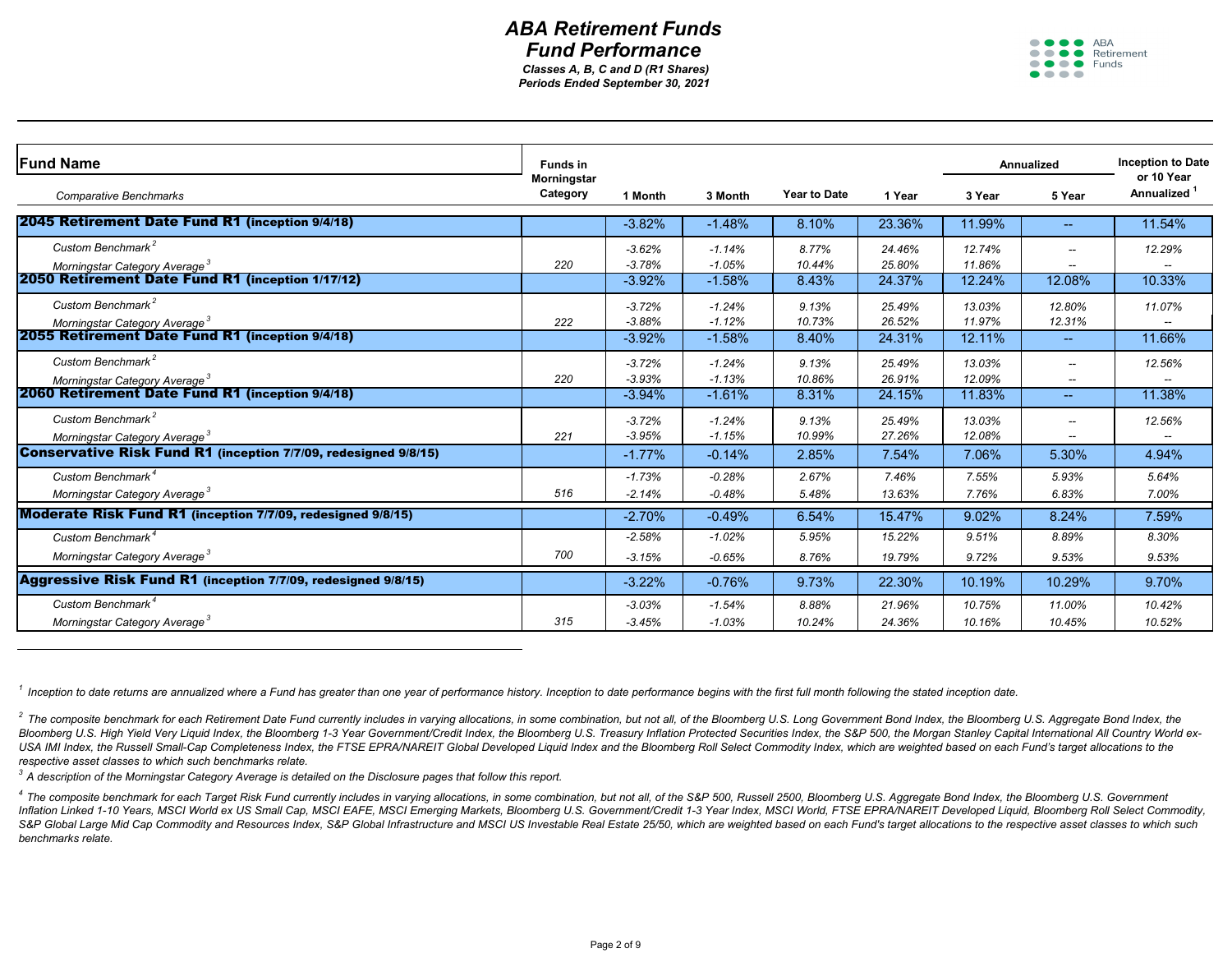# ABA Retirement Funds
## Fund Performance

*Classes A, B, C and D (R1 Shares)*
*Periods Ended September 30, 2021*

| Fund Name / *Comparative Benchmarks* | Funds in Morningstar Category | 1 Month | 3 Month | Year to Date | 1 Year | Annualized 3 Year | Annualized 5 Year | Inception to Date or 10 Year Annualized [1] |
|---|---|---|---|---|---|---|---|---|
| **2045 Retirement Date Fund R1 (inception 9/4/18)** | | -3.82% | -1.48% | 8.10% | 23.36% | 11.99% | -- | 11.54% |
| *Custom Benchmark [2]* | | *-3.62%* | *-1.14%* | *8.77%* | *24.46%* | *12.74%* | *--* | *12.29%* |
| *Morningstar Category Average [3]* | 220 | *-3.78%* | *-1.05%* | *10.44%* | *25.80%* | *11.86%* | *--* | *--* |
| **2050 Retirement Date Fund R1 (inception 1/17/12)** | | -3.92% | -1.58% | 8.43% | 24.37% | 12.24% | 12.08% | 10.33% |
| *Custom Benchmark [2]* | | *-3.72%* | *-1.24%* | *9.13%* | *25.49%* | *13.03%* | *12.80%* | *11.07%* |
| *Morningstar Category Average [3]* | 222 | *-3.88%* | *-1.12%* | *10.73%* | *26.52%* | *11.97%* | *12.31%* | *--* |
| **2055 Retirement Date Fund R1 (inception 9/4/18)** | | -3.92% | -1.58% | 8.40% | 24.31% | 12.11% | -- | 11.66% |
| *Custom Benchmark [2]* | | *-3.72%* | *-1.24%* | *9.13%* | *25.49%* | *13.03%* | *--* | *12.56%* |
| *Morningstar Category Average [3]* | 220 | *-3.93%* | *-1.13%* | *10.86%* | *26.91%* | *12.09%* | *--* | *--* |
| **2060 Retirement Date Fund R1 (inception 9/4/18)** | | -3.94% | -1.61% | 8.31% | 24.15% | 11.83% | -- | 11.38% |
| *Custom Benchmark [2]* | | *-3.72%* | *-1.24%* | *9.13%* | *25.49%* | *13.03%* | *--* | *12.56%* |
| *Morningstar Category Average [3]* | 221 | *-3.95%* | *-1.15%* | *10.99%* | *27.26%* | *12.08%* | *--* | *--* |
| **Conservative Risk Fund R1 (inception 7/7/09, redesigned 9/8/15)** | | -1.77% | -0.14% | 2.85% | 7.54% | 7.06% | 5.30% | 4.94% |
| *Custom Benchmark [4]* | | *-1.73%* | *-0.28%* | *2.67%* | *7.46%* | *7.55%* | *5.93%* | *5.64%* |
| *Morningstar Category Average [3]* | 516 | *-2.14%* | *-0.48%* | *5.48%* | *13.63%* | *7.76%* | *6.83%* | *7.00%* |
| **Moderate Risk Fund R1 (inception 7/7/09, redesigned 9/8/15)** | | -2.70% | -0.49% | 6.54% | 15.47% | 9.02% | 8.24% | 7.59% |
| *Custom Benchmark [4]* | | *-2.58%* | *-1.02%* | *5.95%* | *15.22%* | *9.51%* | *8.89%* | *8.30%* |
| *Morningstar Category Average [3]* | 700 | *-3.15%* | *-0.65%* | *8.76%* | *19.79%* | *9.72%* | *9.53%* | *9.53%* |
| **Aggressive Risk Fund R1 (inception 7/7/09, redesigned 9/8/15)** | | -3.22% | -0.76% | 9.73% | 22.30% | 10.19% | 10.29% | 9.70% |
| *Custom Benchmark [4]* | | *-3.03%* | *-1.54%* | *8.88%* | *21.96%* | *10.75%* | *11.00%* | *10.42%* |
| *Morningstar Category Average [3]* | 315 | *-3.45%* | *-1.03%* | *10.24%* | *24.36%* | *10.16%* | *10.45%* | *10.52%* |

*[1] Inception to date returns are annualized where a Fund has greater than one year of performance history. Inception to date performance begins with the first full month following the stated inception date.*

*[2] The composite benchmark for each Retirement Date Fund currently includes in varying allocations, in some combination, but not all, of the Bloomberg U.S. Long Government Bond Index, the Bloomberg U.S. Aggregate Bond Index, the Bloomberg U.S. High Yield Very Liquid Index, the Bloomberg 1-3 Year Government/Credit Index, the Bloomberg U.S. Treasury Inflation Protected Securities Index, the S&P 500, the Morgan Stanley Capital International All Country World ex-USA IMI Index, the Russell Small-Cap Completeness Index, the FTSE EPRA/NAREIT Global Developed Liquid Index and the Bloomberg Roll Select Commodity Index, which are weighted based on each Fund's target allocations to the respective asset classes to which such benchmarks relate.*

*[3] A description of the Morningstar Category Average is detailed on the Disclosure pages that follow this report.*

*[4] The composite benchmark for each Target Risk Fund currently includes in varying allocations, in some combination, but not all, of the S&P 500, Russell 2500, Bloomberg U.S. Aggregate Bond Index, the Bloomberg U.S. Government Inflation Linked 1-10 Years, MSCI World ex US Small Cap, MSCI EAFE, MSCI Emerging Markets, Bloomberg U.S. Government/Credit 1-3 Year Index, MSCI World, FTSE EPRA/NAREIT Developed Liquid, Bloomberg Roll Select Commodity, S&P Global Large Mid Cap Commodity and Resources Index, S&P Global Infrastructure and MSCI US Investable Real Estate 25/50, which are weighted based on each Fund's target allocations to the respective asset classes to which such benchmarks relate.*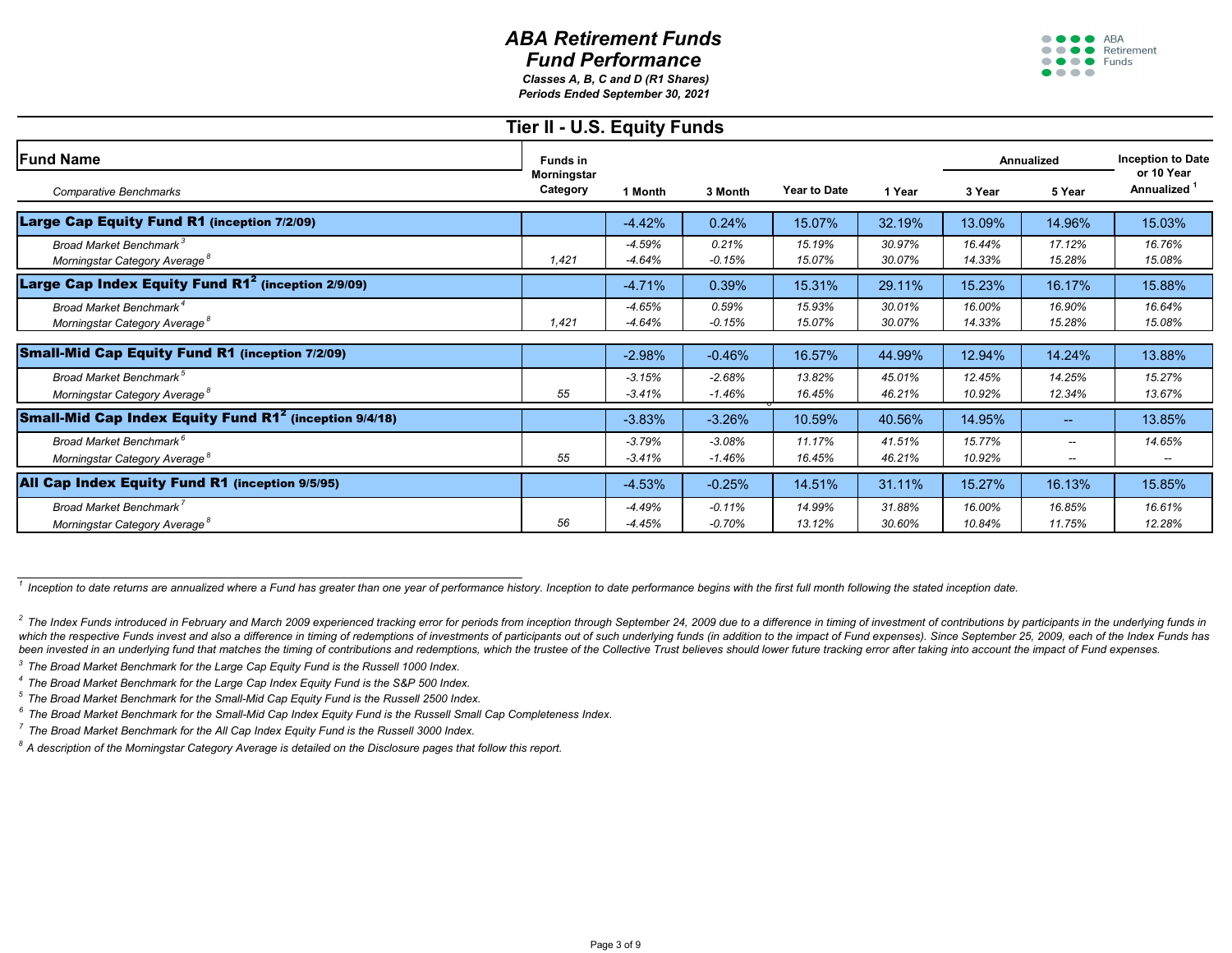# ABA Retirement Funds
# Fund Performance

***Classes A, B, C and D (R1 Shares)***
***Periods Ended September 30, 2021***

## Tier II - U.S. Equity Funds

| Fund Name / *Comparative Benchmarks* | Funds in Morningstar Category | 1 Month | 3 Month | Year to Date | 1 Year | Annualized 3 Year | Annualized 5 Year | Inception to Date or 10 Year Annualized [1] |
|---|---|---|---|---|---|---|---|---|
| **Large Cap Equity Fund R1 (inception 7/2/09)** | | -4.42% | 0.24% | 15.07% | 32.19% | 13.09% | 14.96% | 15.03% |
| *Broad Market Benchmark [3]* | | *-4.59%* | *0.21%* | *15.19%* | *30.97%* | *16.44%* | *17.12%* | *16.76%* |
| *Morningstar Category Average [8]* | 1,421 | *-4.64%* | *-0.15%* | *15.07%* | *30.07%* | *14.33%* | *15.28%* | *15.08%* |
| **Large Cap Index Equity Fund R1[2] (inception 2/9/09)** | | -4.71% | 0.39% | 15.31% | 29.11% | 15.23% | 16.17% | 15.88% |
| *Broad Market Benchmark [4]* | | *-4.65%* | *0.59%* | *15.93%* | *30.01%* | *16.00%* | *16.90%* | *16.64%* |
| *Morningstar Category Average [8]* | 1,421 | *-4.64%* | *-0.15%* | *15.07%* | *30.07%* | *14.33%* | *15.28%* | *15.08%* |
| **Small-Mid Cap Equity Fund R1 (inception 7/2/09)** | | -2.98% | -0.46% | 16.57% | 44.99% | 12.94% | 14.24% | 13.88% |
| *Broad Market Benchmark [5]* | | *-3.15%* | *-2.68%* | *13.82%* | *45.01%* | *12.45%* | *14.25%* | *15.27%* |
| *Morningstar Category Average [8]* | 55 | *-3.41%* | *-1.46%* | *16.45%* | *46.21%* | *10.92%* | *12.34%* | *13.67%* |
| **Small-Mid Cap Index Equity Fund R1[2] (inception 9/4/18)** | | -3.83% | -3.26% | 10.59% | 40.56% | 14.95% | -- | 13.85% |
| *Broad Market Benchmark [6]* | | *-3.79%* | *-3.08%* | *11.17%* | *41.51%* | *15.77%* | *--* | *14.65%* |
| *Morningstar Category Average [8]* | 55 | *-3.41%* | *-1.46%* | *16.45%* | *46.21%* | *10.92%* | *--* | *--* |
| **All Cap Index Equity Fund R1 (inception 9/5/95)** | | -4.53% | -0.25% | 14.51% | 31.11% | 15.27% | 16.13% | 15.85% |
| *Broad Market Benchmark [7]* | | *-4.49%* | *-0.11%* | *14.99%* | *31.88%* | *16.00%* | *16.85%* | *16.61%* |
| *Morningstar Category Average [8]* | 56 | *-4.45%* | *-0.70%* | *13.12%* | *30.60%* | *10.84%* | *11.75%* | *12.28%* |

*[1] Inception to date returns are annualized where a Fund has greater than one year of performance history. Inception to date performance begins with the first full month following the stated inception date.*

*[2] The Index Funds introduced in February and March 2009 experienced tracking error for periods from inception through September 24, 2009 due to a difference in timing of investment of contributions by participants in the underlying funds in which the respective Funds invest and also a difference in timing of redemptions of investments of participants out of such underlying funds (in addition to the impact of Fund expenses). Since September 25, 2009, each of the Index Funds has been invested in an underlying fund that matches the timing of contributions and redemptions, which the trustee of the Collective Trust believes should lower future tracking error after taking into account the impact of Fund expenses.*

*[3] The Broad Market Benchmark for the Large Cap Equity Fund is the Russell 1000 Index.*

*[4] The Broad Market Benchmark for the Large Cap Index Equity Fund is the S&P 500 Index.*

*[5] The Broad Market Benchmark for the Small-Mid Cap Equity Fund is the Russell 2500 Index.*

*[6] The Broad Market Benchmark for the Small-Mid Cap Index Equity Fund is the Russell Small Cap Completeness Index.*

*[7] The Broad Market Benchmark for the All Cap Index Equity Fund is the Russell 3000 Index.*

*[8] A description of the Morningstar Category Average is detailed on the Disclosure pages that follow this report.*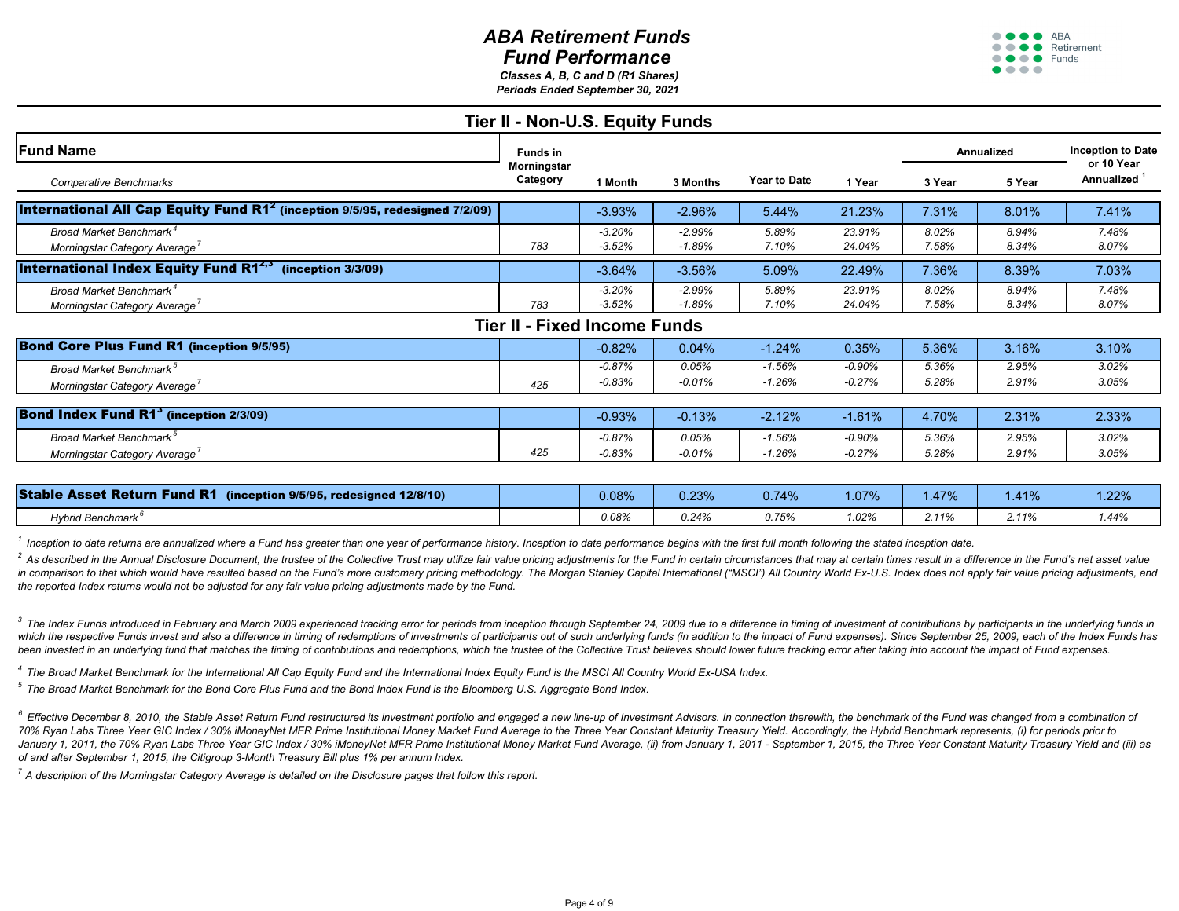# ABA Retirement Funds
# Fund Performance

***Classes A, B, C and D (R1 Shares)***
***Periods Ended September 30, 2021***

## Tier II - Non-U.S. Equity Funds

| Fund Name / *Comparative Benchmarks* | Funds in Morningstar Category | 1 Month | 3 Months | Year to Date | 1 Year | Annualized 3 Year | Annualized 5 Year | Inception to Date or 10 Year Annualized [1] |
|---|---|---|---|---|---|---|---|---|
| **International All Cap Equity Fund R1[2] (inception 9/5/95, redesigned 7/2/09)** | | -3.93% | -2.96% | 5.44% | 21.23% | 7.31% | 8.01% | 7.41% |
| *Broad Market Benchmark[4]* | | *-3.20%* | *-2.99%* | *5.89%* | *23.91%* | *8.02%* | *8.94%* | *7.48%* |
| *Morningstar Category Average[7]* | *783* | *-3.52%* | *-1.89%* | *7.10%* | *24.04%* | *7.58%* | *8.34%* | *8.07%* |
| **International Index Equity Fund R1[2,3] (inception 3/3/09)** | | -3.64% | -3.56% | 5.09% | 22.49% | 7.36% | 8.39% | 7.03% |
| *Broad Market Benchmark[4]* | | *-3.20%* | *-2.99%* | *5.89%* | *23.91%* | *8.02%* | *8.94%* | *7.48%* |
| *Morningstar Category Average[7]* | *783* | *-3.52%* | *-1.89%* | *7.10%* | *24.04%* | *7.58%* | *8.34%* | *8.07%* |

## Tier II - Fixed Income Funds

| Fund Name / *Comparative Benchmarks* | Funds in Morningstar Category | 1 Month | 3 Months | Year to Date | 1 Year | Annualized 3 Year | Annualized 5 Year | Inception to Date or 10 Year Annualized [1] |
|---|---|---|---|---|---|---|---|---|
| **Bond Core Plus Fund R1 (inception 9/5/95)** | | -0.82% | 0.04% | -1.24% | 0.35% | 5.36% | 3.16% | 3.10% |
| *Broad Market Benchmark[5]* | | *-0.87%* | *0.05%* | *-1.56%* | *-0.90%* | *5.36%* | *2.95%* | *3.02%* |
| *Morningstar Category Average[7]* | *425* | *-0.83%* | *-0.01%* | *-1.26%* | *-0.27%* | *5.28%* | *2.91%* | *3.05%* |
| **Bond Index Fund R1[3] (inception 2/3/09)** | | -0.93% | -0.13% | -2.12% | -1.61% | 4.70% | 2.31% | 2.33% |
| *Broad Market Benchmark[5]* | | *-0.87%* | *0.05%* | *-1.56%* | *-0.90%* | *5.36%* | *2.95%* | *3.02%* |
| *Morningstar Category Average[7]* | *425* | *-0.83%* | *-0.01%* | *-1.26%* | *-0.27%* | *5.28%* | *2.91%* | *3.05%* |
| **Stable Asset Return Fund R1 (inception 9/5/95, redesigned 12/8/10)** | | 0.08% | 0.23% | 0.74% | 1.07% | 1.47% | 1.41% | 1.22% |
| *Hybrid Benchmark[6]* | | *0.08%* | *0.24%* | *0.75%* | *1.02%* | *2.11%* | *2.11%* | *1.44%* |

*[1] Inception to date returns are annualized where a Fund has greater than one year of performance history. Inception to date performance begins with the first full month following the stated inception date.*

*[2] As described in the Annual Disclosure Document, the trustee of the Collective Trust may utilize fair value pricing adjustments for the Fund in certain circumstances that may at certain times result in a difference in the Fund's net asset value in comparison to that which would have resulted based on the Fund's more customary pricing methodology. The Morgan Stanley Capital International ("MSCI") All Country World Ex-U.S. Index does not apply fair value pricing adjustments, and the reported Index returns would not be adjusted for any fair value pricing adjustments made by the Fund.*

*[3] The Index Funds introduced in February and March 2009 experienced tracking error for periods from inception through September 24, 2009 due to a difference in timing of investment of contributions by participants in the underlying funds in which the respective Funds invest and also a difference in timing of redemptions of investments of participants out of such underlying funds (in addition to the impact of Fund expenses). Since September 25, 2009, each of the Index Funds has been invested in an underlying fund that matches the timing of contributions and redemptions, which the trustee of the Collective Trust believes should lower future tracking error after taking into account the impact of Fund expenses.*

*[4] The Broad Market Benchmark for the International All Cap Equity Fund and the International Index Equity Fund is the MSCI All Country World Ex-USA Index.*

*[5] The Broad Market Benchmark for the Bond Core Plus Fund and the Bond Index Fund is the Bloomberg U.S. Aggregate Bond Index.*

*[6] Effective December 8, 2010, the Stable Asset Return Fund restructured its investment portfolio and engaged a new line-up of Investment Advisors. In connection therewith, the benchmark of the Fund was changed from a combination of 70% Ryan Labs Three Year GIC Index / 30% iMoneyNet MFR Prime Institutional Money Market Fund Average to the Three Year Constant Maturity Treasury Yield. Accordingly, the Hybrid Benchmark represents, (i) for periods prior to January 1, 2011, the 70% Ryan Labs Three Year GIC Index / 30% iMoneyNet MFR Prime Institutional Money Market Fund Average, (ii) from January 1, 2011 - September 1, 2015, the Three Year Constant Maturity Treasury Yield and (iii) as of and after September 1, 2015, the Citigroup 3-Month Treasury Bill plus 1% per annum Index.*

*[7] A description of the Morningstar Category Average is detailed on the Disclosure pages that follow this report.*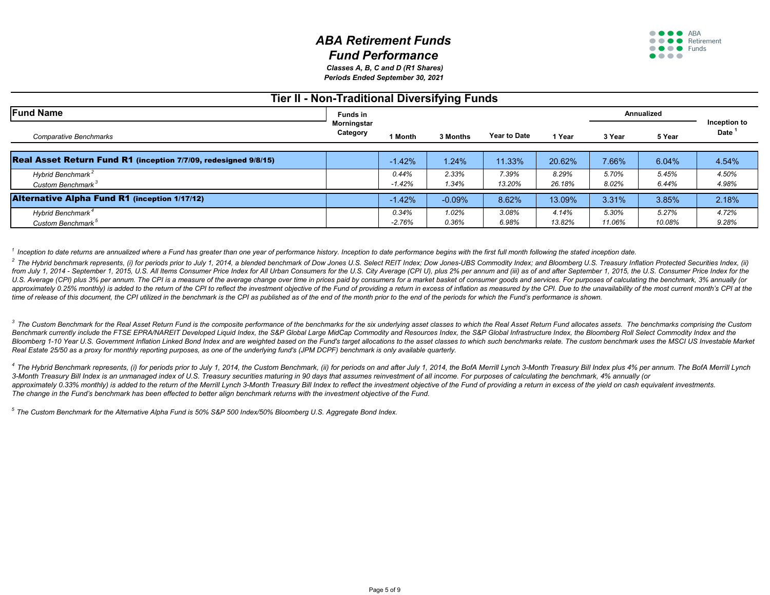# ABA Retirement Funds
# Fund Performance

***Classes A, B, C and D (R1 Shares)***
***Periods Ended September 30, 2021***

## Tier II - Non-Traditional Diversifying Funds

| Fund Name<br>*Comparative Benchmarks* | Funds in Morningstar Category | 1 Month | 3 Months | Year to Date | 1 Year | Annualized 3 Year | Annualized 5 Year | Inception to Date [1] |
|---|---|---|---|---|---|---|---|---|
| **Real Asset Return Fund R1 (inception 7/7/09, redesigned 9/8/15)** | | -1.42% | 1.24% | 11.33% | 20.62% | 7.66% | 6.04% | 4.54% |
| *Hybrid Benchmark [2]* | | *0.44%* | *2.33%* | *7.39%* | *8.29%* | *5.70%* | *5.45%* | *4.50%* |
| *Custom Benchmark [3]* | | *-1.42%* | *1.34%* | *13.20%* | *26.18%* | *8.02%* | *6.44%* | *4.98%* |
| **Alternative Alpha Fund R1 (inception 1/17/12)** | | -1.42% | -0.09% | 8.62% | 13.09% | 3.31% | 3.85% | 2.18% |
| *Hybrid Benchmark [4]* | | *0.34%* | *1.02%* | *3.08%* | *4.14%* | *5.30%* | *5.27%* | *4.72%* |
| *Custom Benchmark [5]* | | *-2.76%* | *0.36%* | *6.98%* | *13.82%* | *11.06%* | *10.08%* | *9.28%* |

*[1] Inception to date returns are annualized where a Fund has greater than one year of performance history. Inception to date performance begins with the first full month following the stated inception date.*

*[2] The Hybrid benchmark represents, (i) for periods prior to July 1, 2014, a blended benchmark of Dow Jones U.S. Select REIT Index; Dow Jones-UBS Commodity Index; and Bloomberg U.S. Treasury Inflation Protected Securities Index, (ii) from July 1, 2014 - September 1, 2015, U.S. All Items Consumer Price Index for All Urban Consumers for the U.S. City Average (CPI U), plus 2% per annum and (iii) as of and after September 1, 2015, the U.S. Consumer Price Index for the U.S. Average (CPI) plus 3% per annum. The CPI is a measure of the average change over time in prices paid by consumers for a market basket of consumer goods and services. For purposes of calculating the benchmark, 3% annually (or approximately 0.25% monthly) is added to the return of the CPI to reflect the investment objective of the Fund of providing a return in excess of inflation as measured by the CPI. Due to the unavailability of the most current month's CPI at the time of release of this document, the CPI utilized in the benchmark is the CPI as published as of the end of the month prior to the end of the periods for which the Fund's performance is shown.*

*[3] The Custom Benchmark for the Real Asset Return Fund is the composite performance of the benchmarks for the six underlying asset classes to which the Real Asset Return Fund allocates assets. The benchmarks comprising the Custom Benchmark currently include the FTSE EPRA/NAREIT Developed Liquid Index, the S&P Global Large MidCap Commodity and Resources Index, the S&P Global Infrastructure Index, the Bloomberg Roll Select Commodity Index and the Bloomberg 1-10 Year U.S. Government Inflation Linked Bond Index and are weighted based on the Fund's target allocations to the asset classes to which such benchmarks relate. The custom benchmark uses the MSCI US Investable Market Real Estate 25/50 as a proxy for monthly reporting purposes, as one of the underlying fund's (JPM DCPF) benchmark is only available quarterly.*

*[4] The Hybrid Benchmark represents, (i) for periods prior to July 1, 2014, the Custom Benchmark, (ii) for periods on and after July 1, 2014, the BofA Merrill Lynch 3-Month Treasury Bill Index plus 4% per annum. The BofA Merrill Lynch 3-Month Treasury Bill Index is an unmanaged index of U.S. Treasury securities maturing in 90 days that assumes reinvestment of all income. For purposes of calculating the benchmark, 4% annually (or approximately 0.33% monthly) is added to the return of the Merrill Lynch 3-Month Treasury Bill Index to reflect the investment objective of the Fund of providing a return in excess of the yield on cash equivalent investments. The change in the Fund's benchmark has been effected to better align benchmark returns with the investment objective of the Fund.*

*[5] The Custom Benchmark for the Alternative Alpha Fund is 50% S&P 500 Index/50% Bloomberg U.S. Aggregate Bond Index.*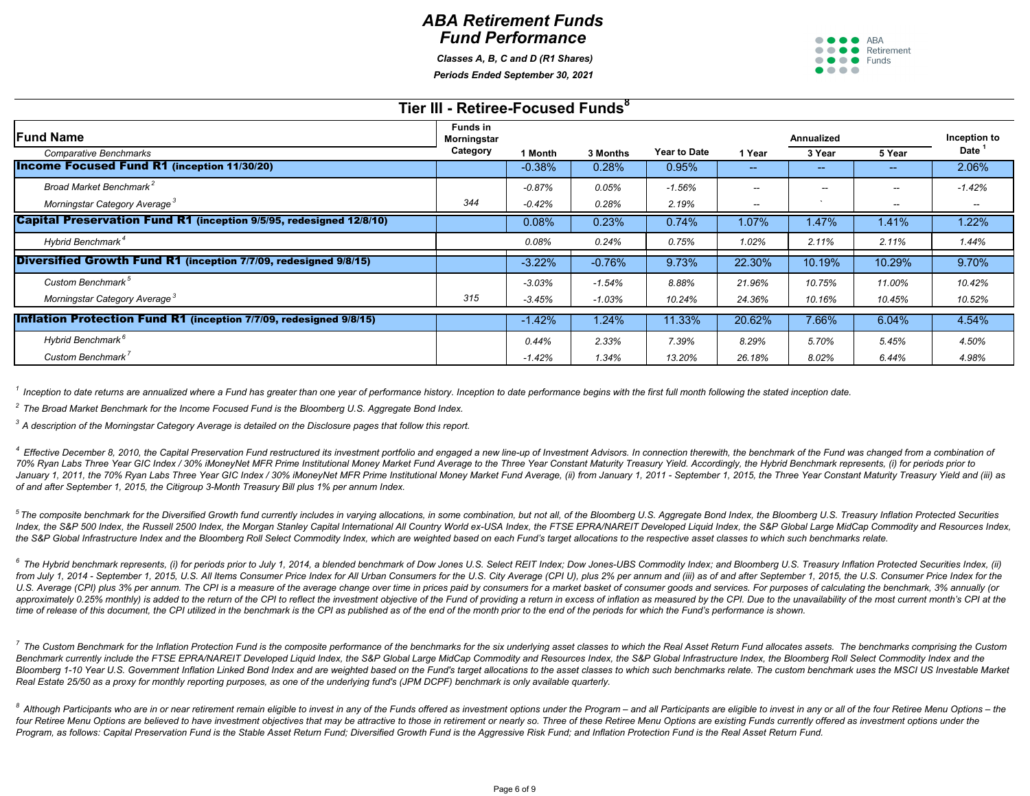# ABA Retirement Funds
# Fund Performance

*Classes A, B, C and D (R1 Shares)*

*Periods Ended September 30, 2021*

## Tier III - Retiree-Focused Funds[8]

| Fund Name | Funds in Morningstar Category | 1 Month | 3 Months | Year to Date | 1 Year | Annualized 3 Year | Annualized 5 Year | Inception to Date [1] |
|---|---|---|---|---|---|---|---|---|
| *Comparative Benchmarks* | | | | | | | | |
| **Income Focused Fund R1 (inception 11/30/20)** | | -0.38% | 0.28% | 0.95% | -- | -- | -- | 2.06% |
| *Broad Market Benchmark [2]* | | *-0.87%* | *0.05%* | *-1.56%* | -- | -- | -- | *-1.42%* |
| *Morningstar Category Average [3]* | *344* | *-0.42%* | *0.28%* | *2.19%* | -- | ` | -- | -- |
| **Capital Preservation Fund R1 (inception 9/5/95, redesigned 12/8/10)** | | 0.08% | 0.23% | 0.74% | 1.07% | 1.47% | 1.41% | 1.22% |
| *Hybrid Benchmark [4]* | | *0.08%* | *0.24%* | *0.75%* | *1.02%* | *2.11%* | *2.11%* | *1.44%* |
| **Diversified Growth Fund R1 (inception 7/7/09, redesigned 9/8/15)** | | -3.22% | -0.76% | 9.73% | 22.30% | 10.19% | 10.29% | 9.70% |
| *Custom Benchmark [5]* | | *-3.03%* | *-1.54%* | *8.88%* | *21.96%* | *10.75%* | *11.00%* | *10.42%* |
| *Morningstar Category Average [3]* | *315* | *-3.45%* | *-1.03%* | *10.24%* | *24.36%* | *10.16%* | *10.45%* | *10.52%* |
| **Inflation Protection Fund R1 (inception 7/7/09, redesigned 9/8/15)** | | -1.42% | 1.24% | 11.33% | 20.62% | 7.66% | 6.04% | 4.54% |
| *Hybrid Benchmark [6]* | | *0.44%* | *2.33%* | *7.39%* | *8.29%* | *5.70%* | *5.45%* | *4.50%* |
| *Custom Benchmark [7]* | | *-1.42%* | *1.34%* | *13.20%* | *26.18%* | *8.02%* | *6.44%* | *4.98%* |

*[1] Inception to date returns are annualized where a Fund has greater than one year of performance history. Inception to date performance begins with the first full month following the stated inception date.*

*[2] The Broad Market Benchmark for the Income Focused Fund is the Bloomberg U.S. Aggregate Bond Index.*

*[3] A description of the Morningstar Category Average is detailed on the Disclosure pages that follow this report.*

*[4] Effective December 8, 2010, the Capital Preservation Fund restructured its investment portfolio and engaged a new line-up of Investment Advisors. In connection therewith, the benchmark of the Fund was changed from a combination of 70% Ryan Labs Three Year GIC Index / 30% iMoneyNet MFR Prime Institutional Money Market Fund Average to the Three Year Constant Maturity Treasury Yield. Accordingly, the Hybrid Benchmark represents, (i) for periods prior to January 1, 2011, the 70% Ryan Labs Three Year GIC Index / 30% iMoneyNet MFR Prime Institutional Money Market Fund Average, (ii) from January 1, 2011 - September 1, 2015, the Three Year Constant Maturity Treasury Yield and (iii) as of and after September 1, 2015, the Citigroup 3-Month Treasury Bill plus 1% per annum Index.*

*[5] The composite benchmark for the Diversified Growth fund currently includes in varying allocations, in some combination, but not all, of the Bloomberg U.S. Aggregate Bond Index, the Bloomberg U.S. Treasury Inflation Protected Securities Index, the S&P 500 Index, the Russell 2500 Index, the Morgan Stanley Capital International All Country World ex-USA Index, the FTSE EPRA/NAREIT Developed Liquid Index, the S&P Global Large MidCap Commodity and Resources Index, the S&P Global Infrastructure Index and the Bloomberg Roll Select Commodity Index, which are weighted based on each Fund's target allocations to the respective asset classes to which such benchmarks relate.*

*[6] The Hybrid benchmark represents, (i) for periods prior to July 1, 2014, a blended benchmark of Dow Jones U.S. Select REIT Index; Dow Jones-UBS Commodity Index; and Bloomberg U.S. Treasury Inflation Protected Securities Index, (ii) from July 1, 2014 - September 1, 2015, U.S. All Items Consumer Price Index for All Urban Consumers for the U.S. City Average (CPI U), plus 2% per annum and (iii) as of and after September 1, 2015, the U.S. Consumer Price Index for the U.S. Average (CPI) plus 3% per annum. The CPI is a measure of the average change over time in prices paid by consumers for a market basket of consumer goods and services. For purposes of calculating the benchmark, 3% annually (or approximately 0.25% monthly) is added to the return of the CPI to reflect the investment objective of the Fund of providing a return in excess of inflation as measured by the CPI. Due to the unavailability of the most current month's CPI at the time of release of this document, the CPI utilized in the benchmark is the CPI as published as of the end of the month prior to the end of the periods for which the Fund's performance is shown.*

*[7] The Custom Benchmark for the Inflation Protection Fund is the composite performance of the benchmarks for the six underlying asset classes to which the Real Asset Return Fund allocates assets. The benchmarks comprising the Custom Benchmark currently include the FTSE EPRA/NAREIT Developed Liquid Index, the S&P Global Large MidCap Commodity and Resources Index, the S&P Global Infrastructure Index, the Bloomberg Roll Select Commodity Index and the Bloomberg 1-10 Year U.S. Government Inflation Linked Bond Index and are weighted based on the Fund's target allocations to the asset classes to which such benchmarks relate. The custom benchmark uses the MSCI US Investable Market Real Estate 25/50 as a proxy for monthly reporting purposes, as one of the underlying fund's (JPM DCPF) benchmark is only available quarterly.*

*[8] Although Participants who are in or near retirement remain eligible to invest in any of the Funds offered as investment options under the Program – and all Participants are eligible to invest in any or all of the four Retiree Menu Options – the four Retiree Menu Options are believed to have investment objectives that may be attractive to those in retirement or nearly so. Three of these Retiree Menu Options are existing Funds currently offered as investment options under the Program, as follows: Capital Preservation Fund is the Stable Asset Return Fund; Diversified Growth Fund is the Aggressive Risk Fund; and Inflation Protection Fund is the Real Asset Return Fund.*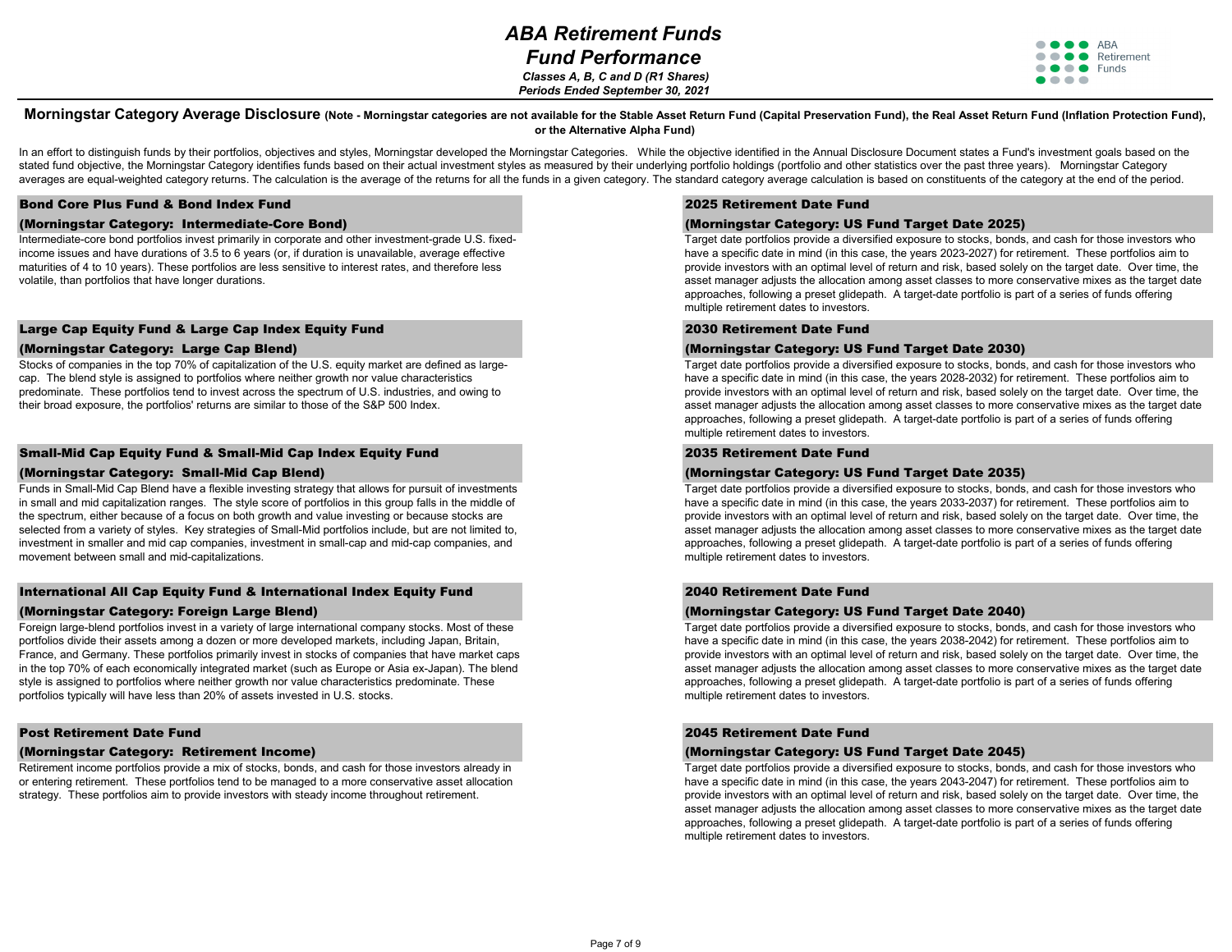# ABA Retirement Funds
# Fund Performance

*Classes A, B, C and D (R1 Shares)*
*Periods Ended September 30, 2021*

## Morningstar Category Average Disclosure (Note - Morningstar categories are not available for the Stable Asset Return Fund (Capital Preservation Fund), the Real Asset Return Fund (Inflation Protection Fund), or the Alternative Alpha Fund)

In an effort to distinguish funds by their portfolios, objectives and styles, Morningstar developed the Morningstar Categories. While the objective identified in the Annual Disclosure Document states a Fund's investment goals based on the stated fund objective, the Morningstar Category identifies funds based on their actual investment styles as measured by their underlying portfolio holdings (portfolio and other statistics over the past three years). Morningstar Category averages are equal-weighted category returns. The calculation is the average of the returns for all the funds in a given category. The standard category average calculation is based on constituents of the category at the end of the period.

### Bond Core Plus Fund & Bond Index Fund
### (Morningstar Category: Intermediate-Core Bond)

Intermediate-core bond portfolios invest primarily in corporate and other investment-grade U.S. fixed-income issues and have durations of 3.5 to 6 years (or, if duration is unavailable, average effective maturities of 4 to 10 years). These portfolios are less sensitive to interest rates, and therefore less volatile, than portfolios that have longer durations.

### Large Cap Equity Fund & Large Cap Index Equity Fund
### (Morningstar Category: Large Cap Blend)

Stocks of companies in the top 70% of capitalization of the U.S. equity market are defined as large-cap. The blend style is assigned to portfolios where neither growth nor value characteristics predominate. These portfolios tend to invest across the spectrum of U.S. industries, and owing to their broad exposure, the portfolios' returns are similar to those of the S&P 500 Index.

### Small-Mid Cap Equity Fund & Small-Mid Cap Index Equity Fund
### (Morningstar Category: Small-Mid Cap Blend)

Funds in Small-Mid Cap Blend have a flexible investing strategy that allows for pursuit of investments in small and mid capitalization ranges. The style score of portfolios in this group falls in the middle of the spectrum, either because of a focus on both growth and value investing or because stocks are selected from a variety of styles. Key strategies of Small-Mid portfolios include, but are not limited to, investment in smaller and mid cap companies, investment in small-cap and mid-cap companies, and movement between small and mid-capitalizations.

### International All Cap Equity Fund & International Index Equity Fund
### (Morningstar Category: Foreign Large Blend)

Foreign large-blend portfolios invest in a variety of large international company stocks. Most of these portfolios divide their assets among a dozen or more developed markets, including Japan, Britain, France, and Germany. These portfolios primarily invest in stocks of companies that have market caps in the top 70% of each economically integrated market (such as Europe or Asia ex-Japan). The blend style is assigned to portfolios where neither growth nor value characteristics predominate. These portfolios typically will have less than 20% of assets invested in U.S. stocks.

### Post Retirement Date Fund
### (Morningstar Category: Retirement Income)

Retirement income portfolios provide a mix of stocks, bonds, and cash for those investors already in or entering retirement. These portfolios tend to be managed to a more conservative asset allocation strategy. These portfolios aim to provide investors with steady income throughout retirement.

### 2025 Retirement Date Fund
### (Morningstar Category: US Fund Target Date 2025)

Target date portfolios provide a diversified exposure to stocks, bonds, and cash for those investors who have a specific date in mind (in this case, the years 2023-2027) for retirement. These portfolios aim to provide investors with an optimal level of return and risk, based solely on the target date. Over time, the asset manager adjusts the allocation among asset classes to more conservative mixes as the target date approaches, following a preset glidepath. A target-date portfolio is part of a series of funds offering multiple retirement dates to investors.

### 2030 Retirement Date Fund
### (Morningstar Category: US Fund Target Date 2030)

Target date portfolios provide a diversified exposure to stocks, bonds, and cash for those investors who have a specific date in mind (in this case, the years 2028-2032) for retirement. These portfolios aim to provide investors with an optimal level of return and risk, based solely on the target date. Over time, the asset manager adjusts the allocation among asset classes to more conservative mixes as the target date approaches, following a preset glidepath. A target-date portfolio is part of a series of funds offering multiple retirement dates to investors.

### 2035 Retirement Date Fund
### (Morningstar Category: US Fund Target Date 2035)

Target date portfolios provide a diversified exposure to stocks, bonds, and cash for those investors who have a specific date in mind (in this case, the years 2033-2037) for retirement. These portfolios aim to provide investors with an optimal level of return and risk, based solely on the target date. Over time, the asset manager adjusts the allocation among asset classes to more conservative mixes as the target date approaches, following a preset glidepath. A target-date portfolio is part of a series of funds offering multiple retirement dates to investors.

### 2040 Retirement Date Fund
### (Morningstar Category: US Fund Target Date 2040)

Target date portfolios provide a diversified exposure to stocks, bonds, and cash for those investors who have a specific date in mind (in this case, the years 2038-2042) for retirement. These portfolios aim to provide investors with an optimal level of return and risk, based solely on the target date. Over time, the asset manager adjusts the allocation among asset classes to more conservative mixes as the target date approaches, following a preset glidepath. A target-date portfolio is part of a series of funds offering multiple retirement dates to investors.

### 2045 Retirement Date Fund
### (Morningstar Category: US Fund Target Date 2045)

Target date portfolios provide a diversified exposure to stocks, bonds, and cash for those investors who have a specific date in mind (in this case, the years 2043-2047) for retirement. These portfolios aim to provide investors with an optimal level of return and risk, based solely on the target date. Over time, the asset manager adjusts the allocation among asset classes to more conservative mixes as the target date approaches, following a preset glidepath. A target-date portfolio is part of a series of funds offering multiple retirement dates to investors.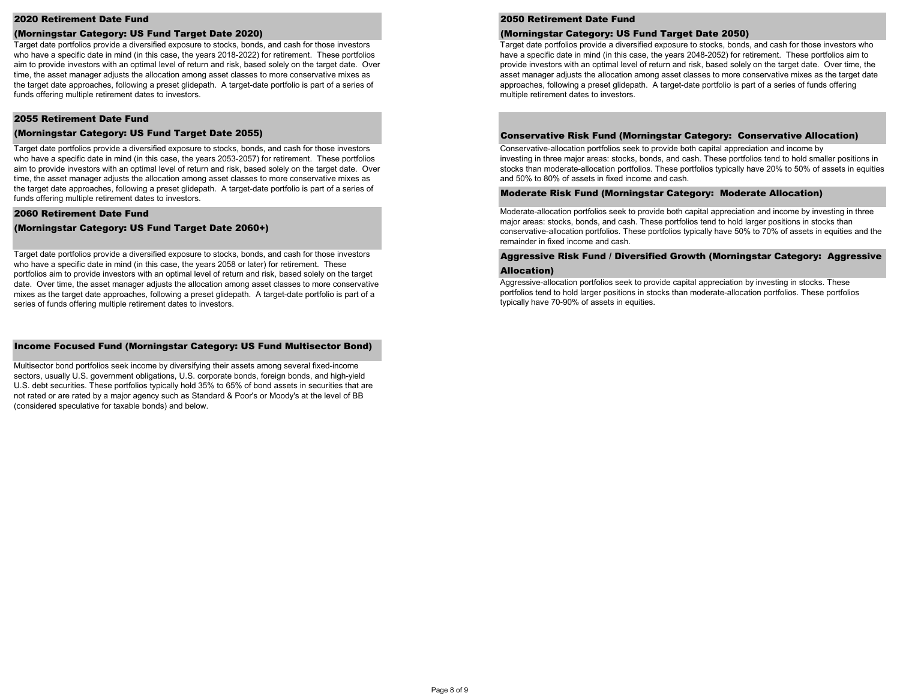## 2020 Retirement Date Fund

## (Morningstar Category: US Fund Target Date 2020)

Target date portfolios provide a diversified exposure to stocks, bonds, and cash for those investors who have a specific date in mind (in this case, the years 2018-2022) for retirement. These portfolios aim to provide investors with an optimal level of return and risk, based solely on the target date. Over time, the asset manager adjusts the allocation among asset classes to more conservative mixes as the target date approaches, following a preset glidepath. A target-date portfolio is part of a series of funds offering multiple retirement dates to investors.

## 2055 Retirement Date Fund

## (Morningstar Category: US Fund Target Date 2055)

Target date portfolios provide a diversified exposure to stocks, bonds, and cash for those investors who have a specific date in mind (in this case, the years 2053-2057) for retirement. These portfolios aim to provide investors with an optimal level of return and risk, based solely on the target date. Over time, the asset manager adjusts the allocation among asset classes to more conservative mixes as the target date approaches, following a preset glidepath. A target-date portfolio is part of a series of funds offering multiple retirement dates to investors.

## 2060 Retirement Date Fund

## (Morningstar Category: US Fund Target Date 2060+)

Target date portfolios provide a diversified exposure to stocks, bonds, and cash for those investors who have a specific date in mind (in this case, the years 2058 or later) for retirement. These portfolios aim to provide investors with an optimal level of return and risk, based solely on the target date. Over time, the asset manager adjusts the allocation among asset classes to more conservative mixes as the target date approaches, following a preset glidepath. A target-date portfolio is part of a series of funds offering multiple retirement dates to investors.

## Income Focused Fund (Morningstar Category: US Fund Multisector Bond)

Multisector bond portfolios seek income by diversifying their assets among several fixed-income sectors, usually U.S. government obligations, U.S. corporate bonds, foreign bonds, and high-yield U.S. debt securities. These portfolios typically hold 35% to 65% of bond assets in securities that are not rated or are rated by a major agency such as Standard & Poor's or Moody's at the level of BB (considered speculative for taxable bonds) and below.

## 2050 Retirement Date Fund

## (Morningstar Category: US Fund Target Date 2050)

Target date portfolios provide a diversified exposure to stocks, bonds, and cash for those investors who have a specific date in mind (in this case, the years 2048-2052) for retirement. These portfolios aim to provide investors with an optimal level of return and risk, based solely on the target date. Over time, the asset manager adjusts the allocation among asset classes to more conservative mixes as the target date approaches, following a preset glidepath. A target-date portfolio is part of a series of funds offering multiple retirement dates to investors.

## Conservative Risk Fund (Morningstar Category: Conservative Allocation)

Conservative-allocation portfolios seek to provide both capital appreciation and income by investing in three major areas: stocks, bonds, and cash. These portfolios tend to hold smaller positions in stocks than moderate-allocation portfolios. These portfolios typically have 20% to 50% of assets in equities and 50% to 80% of assets in fixed income and cash.

## Moderate Risk Fund (Morningstar Category: Moderate Allocation)

Moderate-allocation portfolios seek to provide both capital appreciation and income by investing in three major areas: stocks, bonds, and cash. These portfolios tend to hold larger positions in stocks than conservative-allocation portfolios. These portfolios typically have 50% to 70% of assets in equities and the remainder in fixed income and cash.

## Aggressive Risk Fund / Diversified Growth (Morningstar Category: Aggressive Allocation)

Aggressive-allocation portfolios seek to provide capital appreciation by investing in stocks. These portfolios tend to hold larger positions in stocks than moderate-allocation portfolios. These portfolios typically have 70-90% of assets in equities.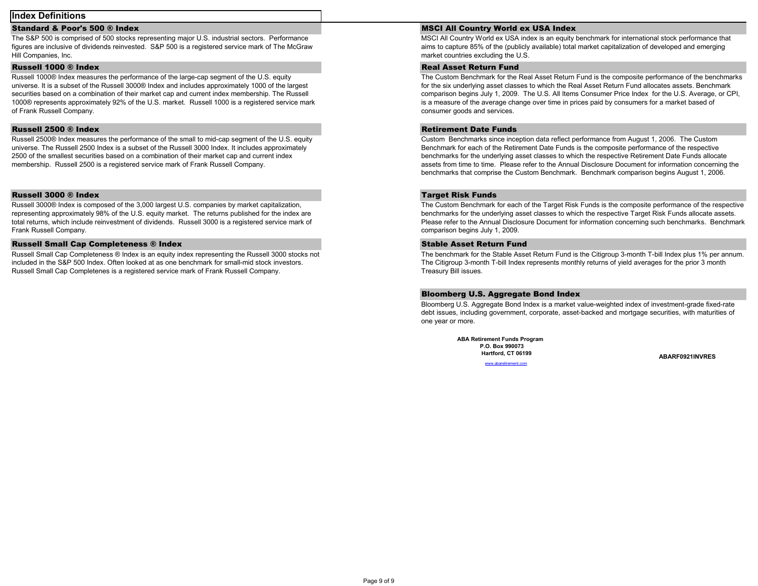# Index Definitions

## Standard & Poor's 500 ® Index

The S&P 500 is comprised of 500 stocks representing major U.S. industrial sectors. Performance figures are inclusive of dividends reinvested. S&P 500 is a registered service mark of The McGraw Hill Companies, Inc.

## Russell 1000 ® Index

Russell 1000® Index measures the performance of the large-cap segment of the U.S. equity universe. It is a subset of the Russell 3000® Index and includes approximately 1000 of the largest securities based on a combination of their market cap and current index membership. The Russell 1000® represents approximately 92% of the U.S. market. Russell 1000 is a registered service mark of Frank Russell Company.

## Russell 2500 ® Index

Russell 2500® Index measures the performance of the small to mid-cap segment of the U.S. equity universe. The Russell 2500 Index is a subset of the Russell 3000 Index. It includes approximately 2500 of the smallest securities based on a combination of their market cap and current index membership. Russell 2500 is a registered service mark of Frank Russell Company.

## Russell 3000 ® Index

Russell 3000® Index is composed of the 3,000 largest U.S. companies by market capitalization, representing approximately 98% of the U.S. equity market. The returns published for the index are total returns, which include reinvestment of dividends. Russell 3000 is a registered service mark of Frank Russell Company.

## Russell Small Cap Completeness ® Index

Russell Small Cap Completeness ® Index is an equity index representing the Russell 3000 stocks not included in the S&P 500 Index. Often looked at as one benchmark for small-mid stock investors. Russell Small Cap Completenes is a registered service mark of Frank Russell Company.

## MSCI All Country World ex USA Index

MSCI All Country World ex USA index is an equity benchmark for international stock performance that aims to capture 85% of the (publicly available) total market capitalization of developed and emerging market countries excluding the U.S.

## Real Asset Return Fund

The Custom Benchmark for the Real Asset Return Fund is the composite performance of the benchmarks for the six underlying asset classes to which the Real Asset Return Fund allocates assets. Benchmark comparison begins July 1, 2009. The U.S. All Items Consumer Price Index for the U.S. Average, or CPI, is a measure of the average change over time in prices paid by consumers for a market based of consumer goods and services.

## Retirement Date Funds

Custom Benchmarks since inception data reflect performance from August 1, 2006. The Custom Benchmark for each of the Retirement Date Funds is the composite performance of the respective benchmarks for the underlying asset classes to which the respective Retirement Date Funds allocate assets from time to time. Please refer to the Annual Disclosure Document for information concerning the benchmarks that comprise the Custom Benchmark. Benchmark comparison begins August 1, 2006.

## Target Risk Funds

The Custom Benchmark for each of the Target Risk Funds is the composite performance of the respective benchmarks for the underlying asset classes to which the respective Target Risk Funds allocate assets. Please refer to the Annual Disclosure Document for information concerning such benchmarks. Benchmark comparison begins July 1, 2009.

## Stable Asset Return Fund

The benchmark for the Stable Asset Return Fund is the Citigroup 3-month T-bill Index plus 1% per annum. The Citigroup 3-month T-bill Index represents monthly returns of yield averages for the prior 3 month Treasury Bill issues.

## Bloomberg U.S. Aggregate Bond Index

Bloomberg U.S. Aggregate Bond Index is a market value-weighted index of investment-grade fixed-rate debt issues, including government, corporate, asset-backed and mortgage securities, with maturities of one year or more.

**ABA Retirement Funds Program**
**P.O. Box 990073**
**Hartford, CT 06199**
www.abaretirement.com

**ABARF0921INVRES**